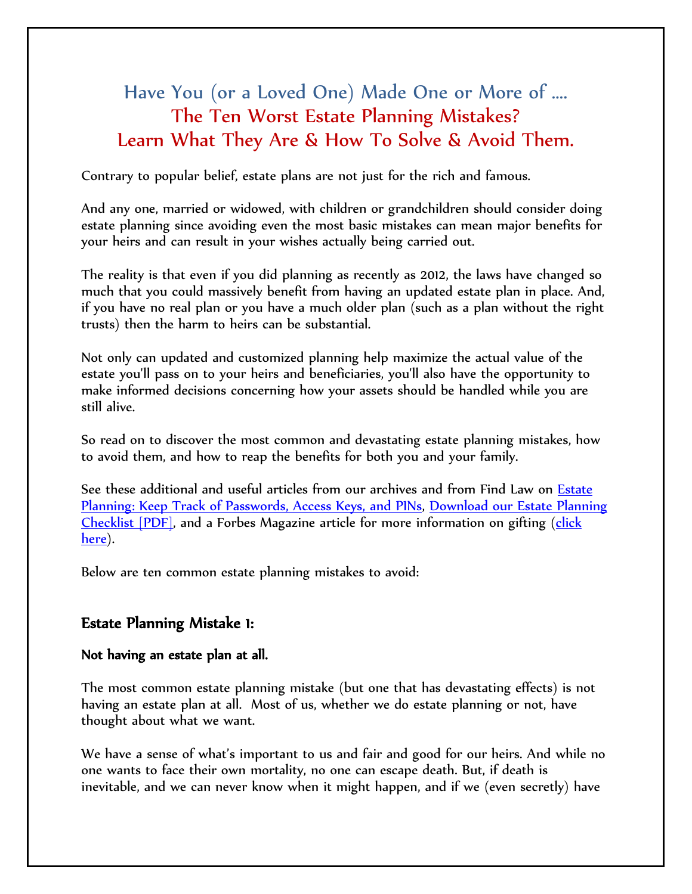# Have You (or a Loved One) Made One or More of .... The Ten Worst Estate Planning Mistakes? Learn What They Are & How To Solve & Avoid Them.

Contrary to popular belief, estate plans are not just for the rich and famous.

And any one, married or widowed, with children or grandchildren should consider doing estate planning since avoiding even the most basic mistakes can mean major benefits for your heirs and can result in your wishes actually being carried out.

The reality is that even if you did planning as recently as 2012, the laws have changed so much that you could massively benefit from having an updated estate plan in place. And, if you have no real plan or you have a much older plan (such as a plan without the right trusts) then the harm to heirs can be substantial.

Not only can updated and customized planning help maximize the actual value of the estate you'll pass on to your heirs and beneficiaries, you'll also have the opportunity to make informed decisions concerning how your assets should be handled while you are still alive.

So read on to discover the most common and devastating estate planning mistakes, how to avoid them, and how to reap the benefits for both you and your family.

See these additional and useful articles from our archives and from Find Law on Estate Planning: Keep Track of Passwords, Access Keys, and PINs, Download our Estate Planning Checklist [PDF], and a Forbes Magazine article for more information on gifting (click here).

Below are ten common estate planning mistakes to avoid:

### Estate Planning Mistake 1:

**Not having an estate plan at all.**

The most common estate planning mistake (but one that has devastating effects) is not having an estate plan at all. Most of us, whether we do estate planning or not, have thought about what we want.

We have a sense of what's important to us and fair and good for our heirs. And while no one wants to face their own mortality, no one can escape death. But, if death is inevitable, and we can never know when it might happen, and if we (even secretly) have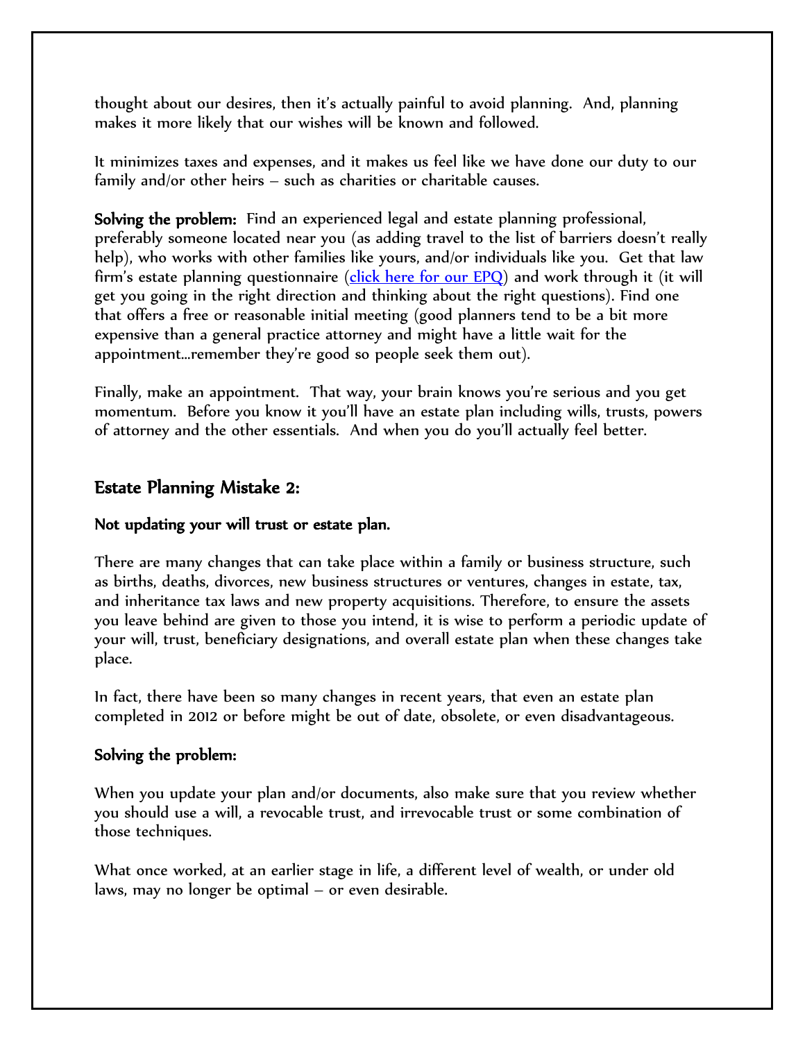thought about our desires, then it's actually painful to avoid planning. And, planning makes it more likely that our wishes will be known and followed.

It minimizes taxes and expenses, and it makes us feel like we have done our duty to our family and/or other heirs – such as charities or charitable causes.

**Solving the problem:** Find an experienced legal and estate planning professional, preferably someone located near you (as adding travel to the list of barriers doesn't really help), who works with other families like yours, and/or individuals like you. Get that law firm's estate planning questionnaire (click here for our EPQ) and work through it (it will get you going in the right direction and thinking about the right questions). Find one that offers a free or reasonable initial meeting (good planners tend to be a bit more expensive than a general practice attorney and might have a little wait for the appointment…remember they're good so people seek them out).

Finally, make an appointment. That way, your brain knows you're serious and you get momentum. Before you know it you'll have an estate plan including wills, trusts, powers of attorney and the other essentials. And when you do you'll actually feel better.

## Estate Planning Mistake 2:

**Not updating your will trust or estate plan.**

There are many changes that can take place within a family or business structure, such as births, deaths, divorces, new business structures or ventures, changes in estate, tax, and inheritance tax laws and new property acquisitions. Therefore, to ensure the assets you leave behind are given to those you intend, it is wise to perform a periodic update of your will, trust, beneficiary designations, and overall estate plan when these changes take place.

In fact, there have been so many changes in recent years, that even an estate plan completed in 2012 or before might be out of date, obsolete, or even disadvantageous.

**Solving the problem:**

When you update your plan and/or documents, also make sure that you review whether you should use a will, a revocable trust, and irrevocable trust or some combination of those techniques.

What once worked, at an earlier stage in life, a different level of wealth, or under old laws, may no longer be optimal – or even desirable.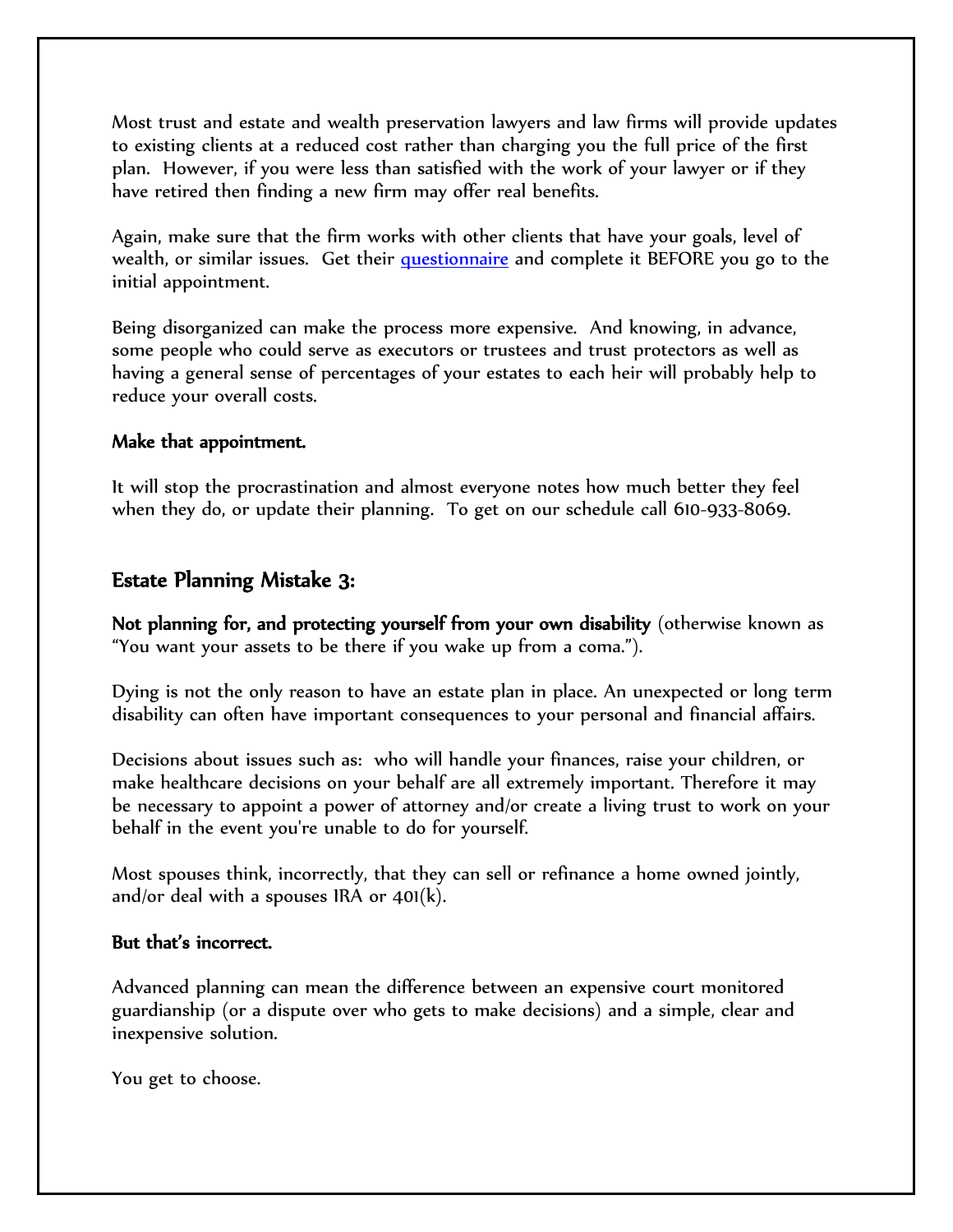Most trust and estate and wealth preservation lawyers and law firms will provide updates to existing clients at a reduced cost rather than charging you the full price of the first plan. However, if you were less than satisfied with the work of your lawyer or if they have retired then finding a new firm may offer real benefits.

Again, make sure that the firm works with other clients that have your goals, level of wealth, or similar issues. Get their questionnaire and complete it BEFORE you go to the initial appointment.

Being disorganized can make the process more expensive. And knowing, in advance, some people who could serve as executors or trustees and trust protectors as well as having a general sense of percentages of your estates to each heir will probably help to reduce your overall costs.

**Make that appointment.**

It will stop the procrastination and almost everyone notes how much better they feel when they do, or update their planning. To get on our schedule call 610-933-8069.

## Estate Planning Mistake 3:

**Not planning for, and protecting yourself from your own disability** (otherwise known as "You want your assets to be there if you wake up from a coma.").

Dying is not the only reason to have an estate plan in place. An unexpected or long term disability can often have important consequences to your personal and financial affairs.

Decisions about issues such as: who will handle your finances, raise your children, or make healthcare decisions on your behalf are all extremely important. Therefore it may be necessary to appoint a power of attorney and/or create a living trust to work on your behalf in the event you're unable to do for yourself.

Most spouses think, incorrectly, that they can sell or refinance a home owned jointly, and/or deal with a spouses IRA or 401(k).

**But that's incorrect.**

Advanced planning can mean the difference between an expensive court monitored guardianship (or a dispute over who gets to make decisions) and a simple, clear and inexpensive solution.

You get to choose.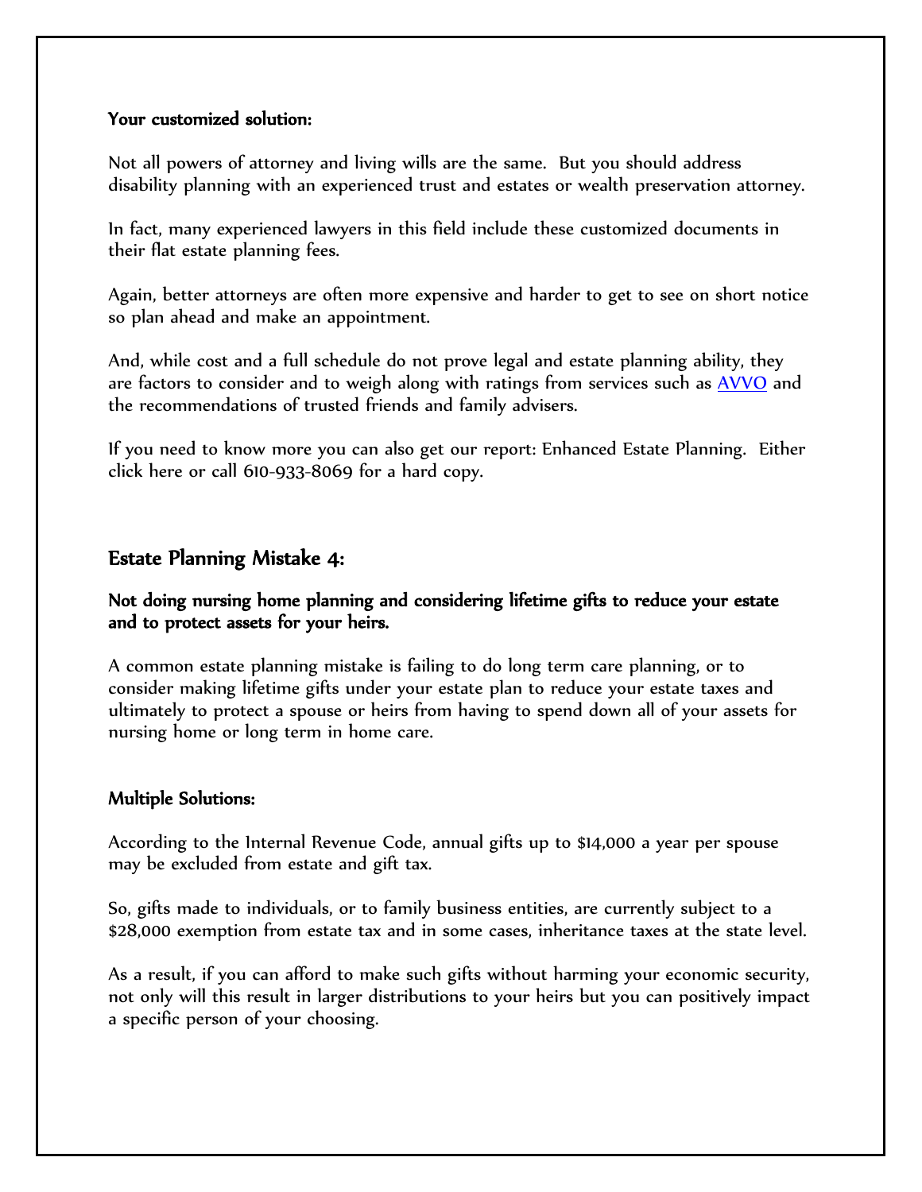**Your customized solution:**

Not all powers of attorney and living wills are the same. But you should address disability planning with an experienced trust and estates or wealth preservation attorney.

In fact, many experienced lawyers in this field include these customized documents in their flat estate planning fees.

Again, better attorneys are often more expensive and harder to get to see on short notice so plan ahead and make an appointment.

And, while cost and a full schedule do not prove legal and estate planning ability, they are factors to consider and to weigh along with ratings from services such as AVVO and the recommendations of trusted friends and family advisers.

If you need to know more you can also get our report: Enhanced Estate Planning. Either click here or call 610-933-8069 for a hard copy.

## Estate Planning Mistake 4:

**Not doing nursing home planning and considering lifetime gifts to reduce your estate and to protect assets for your heirs.**

A common estate planning mistake is failing to do long term care planning, or to consider making lifetime gifts under your estate plan to reduce your estate taxes and ultimately to protect a spouse or heirs from having to spend down all of your assets for nursing home or long term in home care.

**Multiple Solutions:**

According to the Internal Revenue Code, annual gifts up to $14,000 a year per spouse may be excluded from estate and gift tax.

So, gifts made to individuals, or to family business entities, are currently subject to a $28,000 exemption from estate tax and in some cases, inheritance taxes at the state level.

As a result, if you can afford to make such gifts without harming your economic security, not only will this result in larger distributions to your heirs but you can positively impact a specific person of your choosing.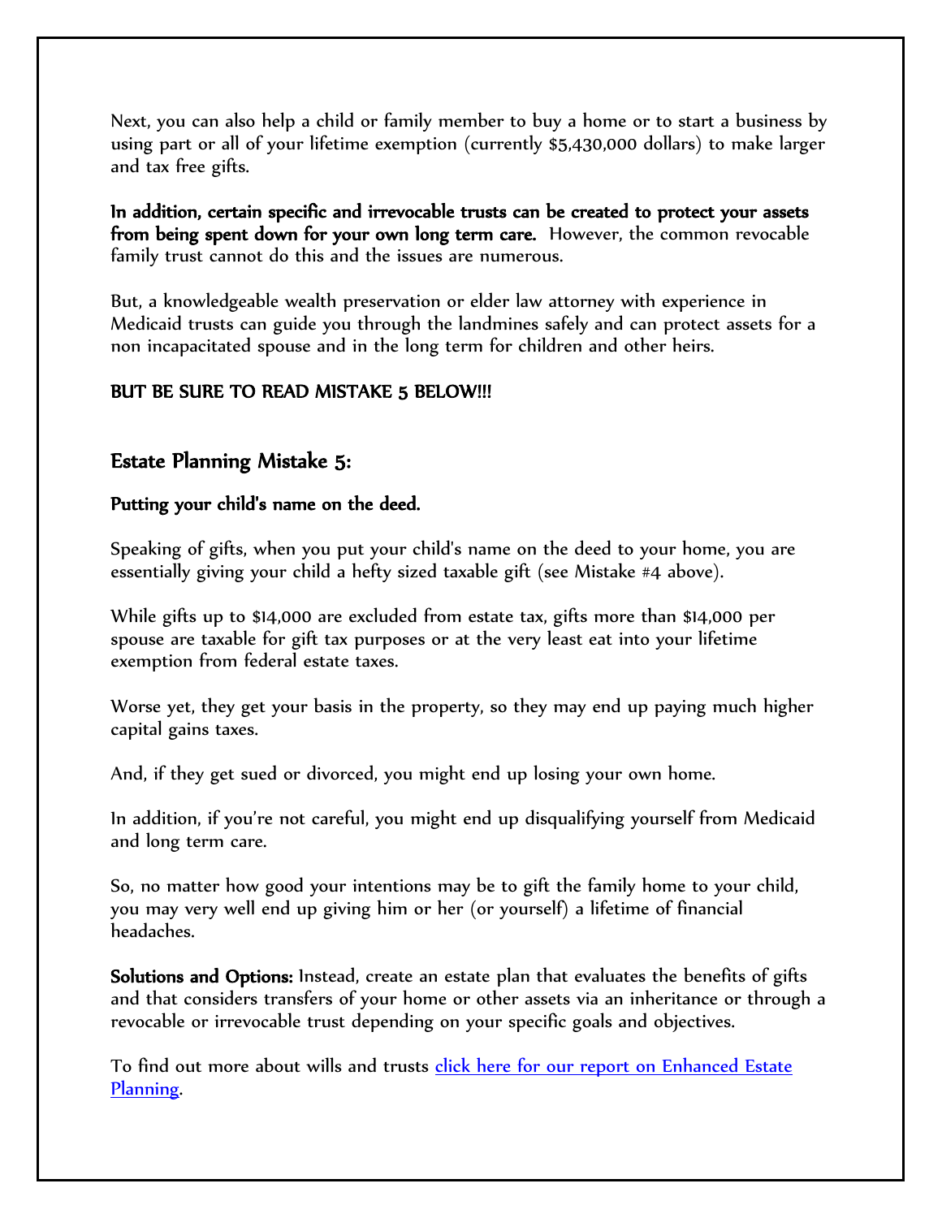Next, you can also help a child or family member to buy a home or to start a business by using part or all of your lifetime exemption (currently $5,430,000 dollars) to make larger and tax free gifts.

**In addition, certain specific and irrevocable trusts can be created to protect your assets from being spent down for your own long term care.** However, the common revocable family trust cannot do this and the issues are numerous.

But, a knowledgeable wealth preservation or elder law attorney with experience in Medicaid trusts can guide you through the landmines safely and can protect assets for a non incapacitated spouse and in the long term for children and other heirs.

**BUT BE SURE TO READ MISTAKE 5 BELOW!!!**

## Estate Planning Mistake 5:

**Putting your child's name on the deed.**

Speaking of gifts, when you put your child's name on the deed to your home, you are essentially giving your child a hefty sized taxable gift (see Mistake #4 above).

While gifts up to $14,000 are excluded from estate tax, gifts more than $14,000 per spouse are taxable for gift tax purposes or at the very least eat into your lifetime exemption from federal estate taxes.

Worse yet, they get your basis in the property, so they may end up paying much higher capital gains taxes.

And, if they get sued or divorced, you might end up losing your own home.

In addition, if you're not careful, you might end up disqualifying yourself from Medicaid and long term care.

So, no matter how good your intentions may be to gift the family home to your child, you may very well end up giving him or her (or yourself) a lifetime of financial headaches.

**Solutions and Options:** Instead, create an estate plan that evaluates the benefits of gifts and that considers transfers of your home or other assets via an inheritance or through a revocable or irrevocable trust depending on your specific goals and objectives.

To find out more about wills and trusts click here for our report on Enhanced Estate Planning.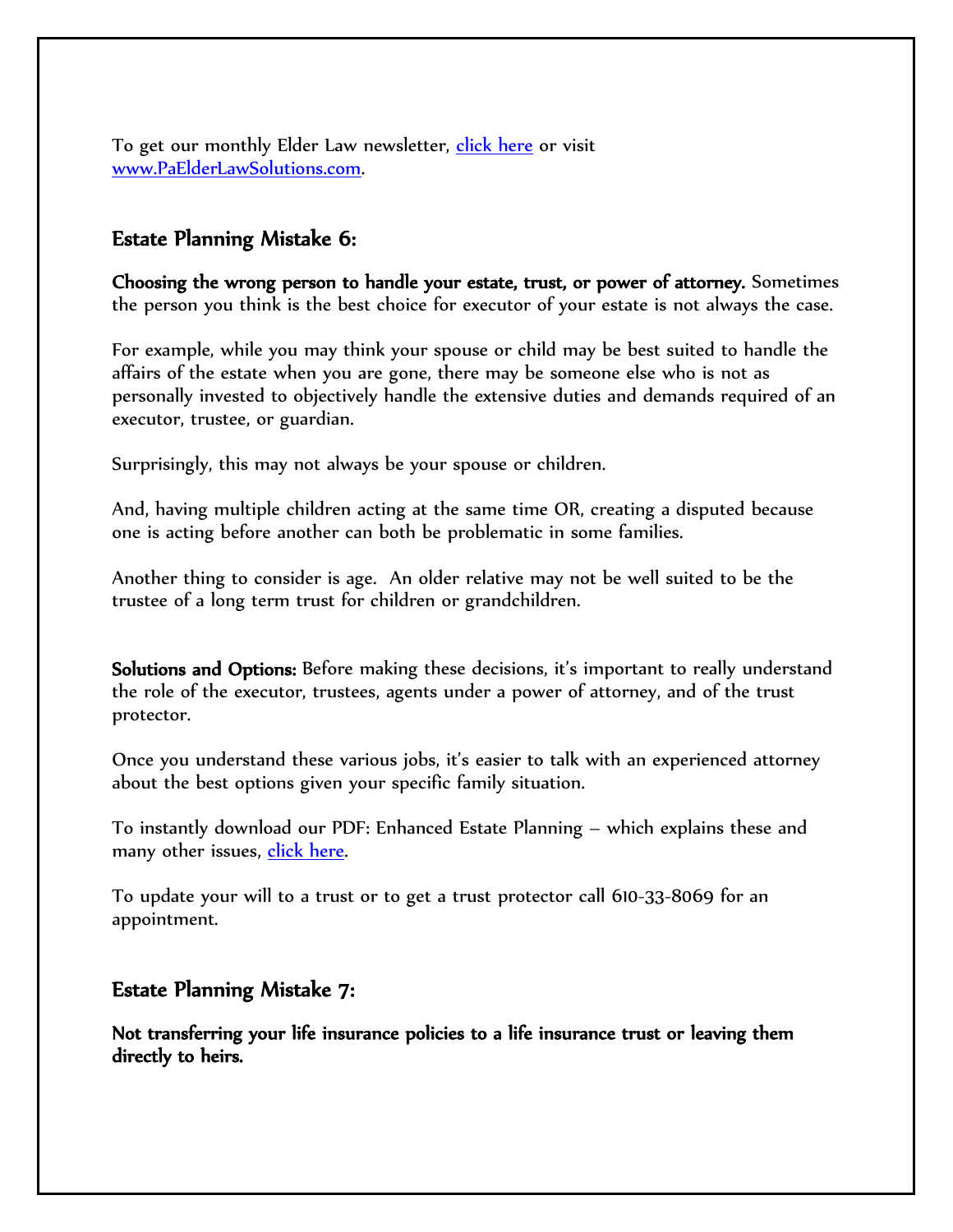To get our monthly Elder Law newsletter, click here or visit www.PaElderLawSolutions.com.

## Estate Planning Mistake 6:

**Choosing the wrong person to handle your estate, trust, or power of attorney.** Sometimes the person you think is the best choice for executor of your estate is not always the case.

For example, while you may think your spouse or child may be best suited to handle the affairs of the estate when you are gone, there may be someone else who is not as personally invested to objectively handle the extensive duties and demands required of an executor, trustee, or guardian.

Surprisingly, this may not always be your spouse or children.

And, having multiple children acting at the same time OR, creating a disputed because one is acting before another can both be problematic in some families.

Another thing to consider is age. An older relative may not be well suited to be the trustee of a long term trust for children or grandchildren.

**Solutions and Options:** Before making these decisions, it's important to really understand the role of the executor, trustees, agents under a power of attorney, and of the trust protector.

Once you understand these various jobs, it's easier to talk with an experienced attorney about the best options given your specific family situation.

To instantly download our PDF: Enhanced Estate Planning – which explains these and many other issues, click here.

To update your will to a trust or to get a trust protector call 610-33-8069 for an appointment.

## Estate Planning Mistake 7:

**Not transferring your life insurance policies to a life insurance trust or leaving them directly to heirs.**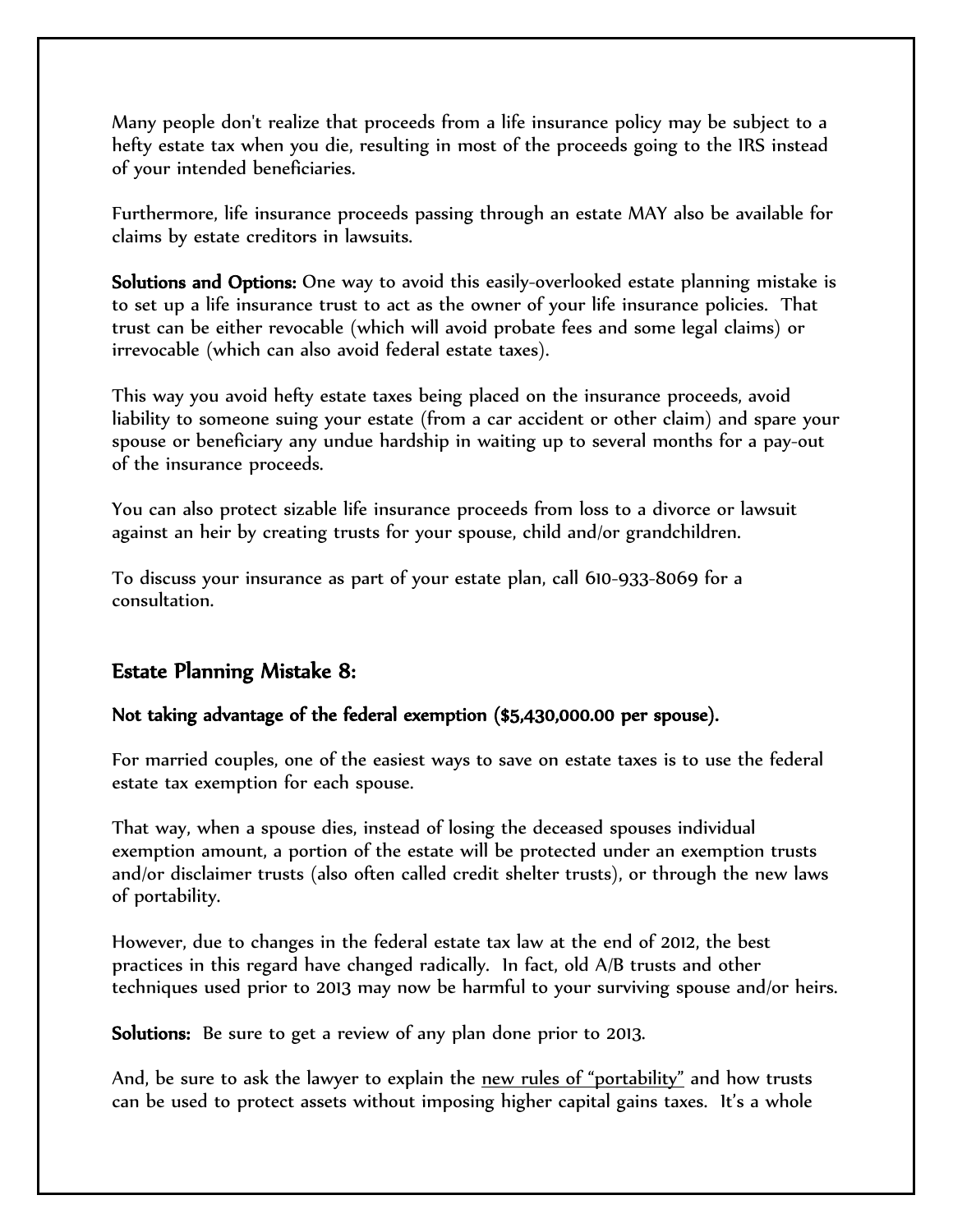Many people don't realize that proceeds from a life insurance policy may be subject to a hefty estate tax when you die, resulting in most of the proceeds going to the IRS instead of your intended beneficiaries.

Furthermore, life insurance proceeds passing through an estate MAY also be available for claims by estate creditors in lawsuits.

**Solutions and Options:** One way to avoid this easily-overlooked estate planning mistake is to set up a life insurance trust to act as the owner of your life insurance policies. That trust can be either revocable (which will avoid probate fees and some legal claims) or irrevocable (which can also avoid federal estate taxes).

This way you avoid hefty estate taxes being placed on the insurance proceeds, avoid liability to someone suing your estate (from a car accident or other claim) and spare your spouse or beneficiary any undue hardship in waiting up to several months for a pay-out of the insurance proceeds.

You can also protect sizable life insurance proceeds from loss to a divorce or lawsuit against an heir by creating trusts for your spouse, child and/or grandchildren.

To discuss your insurance as part of your estate plan, call 610-933-8069 for a consultation.

## Estate Planning Mistake 8:

**Not taking advantage of the federal exemption ($5,430,000.00 per spouse).**

For married couples, one of the easiest ways to save on estate taxes is to use the federal estate tax exemption for each spouse.

That way, when a spouse dies, instead of losing the deceased spouses individual exemption amount, a portion of the estate will be protected under an exemption trusts and/or disclaimer trusts (also often called credit shelter trusts), or through the new laws of portability.

However, due to changes in the federal estate tax law at the end of 2012, the best practices in this regard have changed radically. In fact, old A/B trusts and other techniques used prior to 2013 may now be harmful to your surviving spouse and/or heirs.

**Solutions:** Be sure to get a review of any plan done prior to 2013.

And, be sure to ask the lawyer to explain the new rules of "portability" and how trusts can be used to protect assets without imposing higher capital gains taxes. It's a whole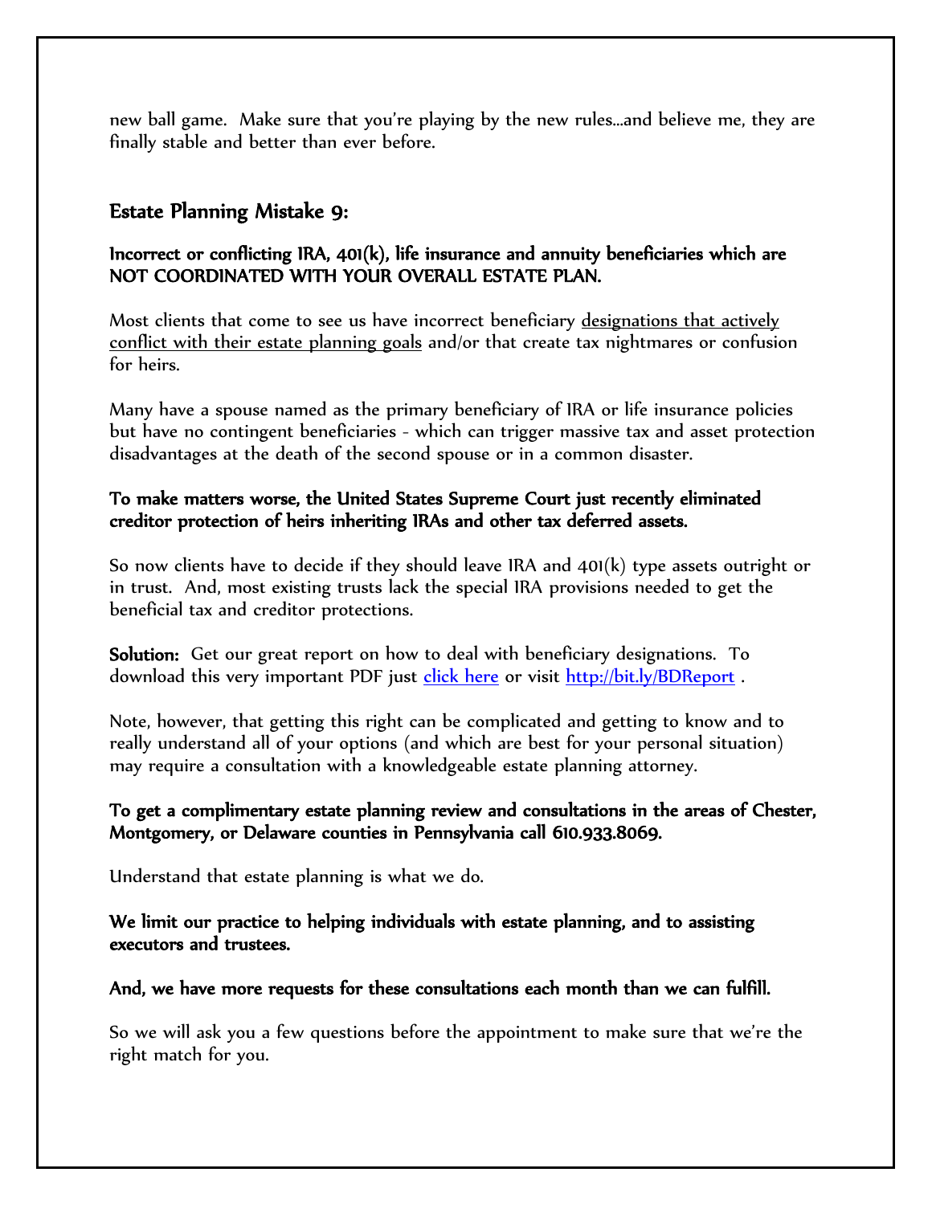new ball game. Make sure that you're playing by the new rules…and believe me, they are finally stable and better than ever before.

## Estate Planning Mistake 9:

**Incorrect or conflicting IRA, 401(k), life insurance and annuity beneficiaries which are NOT COORDINATED WITH YOUR OVERALL ESTATE PLAN.**

Most clients that come to see us have incorrect beneficiary designations that actively conflict with their estate planning goals and/or that create tax nightmares or confusion for heirs.

Many have a spouse named as the primary beneficiary of IRA or life insurance policies but have no contingent beneficiaries - which can trigger massive tax and asset protection disadvantages at the death of the second spouse or in a common disaster.

**To make matters worse, the United States Supreme Court just recently eliminated creditor protection of heirs inheriting IRAs and other tax deferred assets.**

So now clients have to decide if they should leave IRA and 401(k) type assets outright or in trust. And, most existing trusts lack the special IRA provisions needed to get the beneficial tax and creditor protections.

**Solution:** Get our great report on how to deal with beneficiary designations. To download this very important PDF just [click here](http://bit.ly/BDReport) or visit [http://bit.ly/BDReport](http://bit.ly/BDReport) .

Note, however, that getting this right can be complicated and getting to know and to really understand all of your options (and which are best for your personal situation) may require a consultation with a knowledgeable estate planning attorney.

**To get a complimentary estate planning review and consultations in the areas of Chester, Montgomery, or Delaware counties in Pennsylvania call 610.933.8069.**

Understand that estate planning is what we do.

**We limit our practice to helping individuals with estate planning, and to assisting executors and trustees.**

**And, we have more requests for these consultations each month than we can fulfill.**

So we will ask you a few questions before the appointment to make sure that we're the right match for you.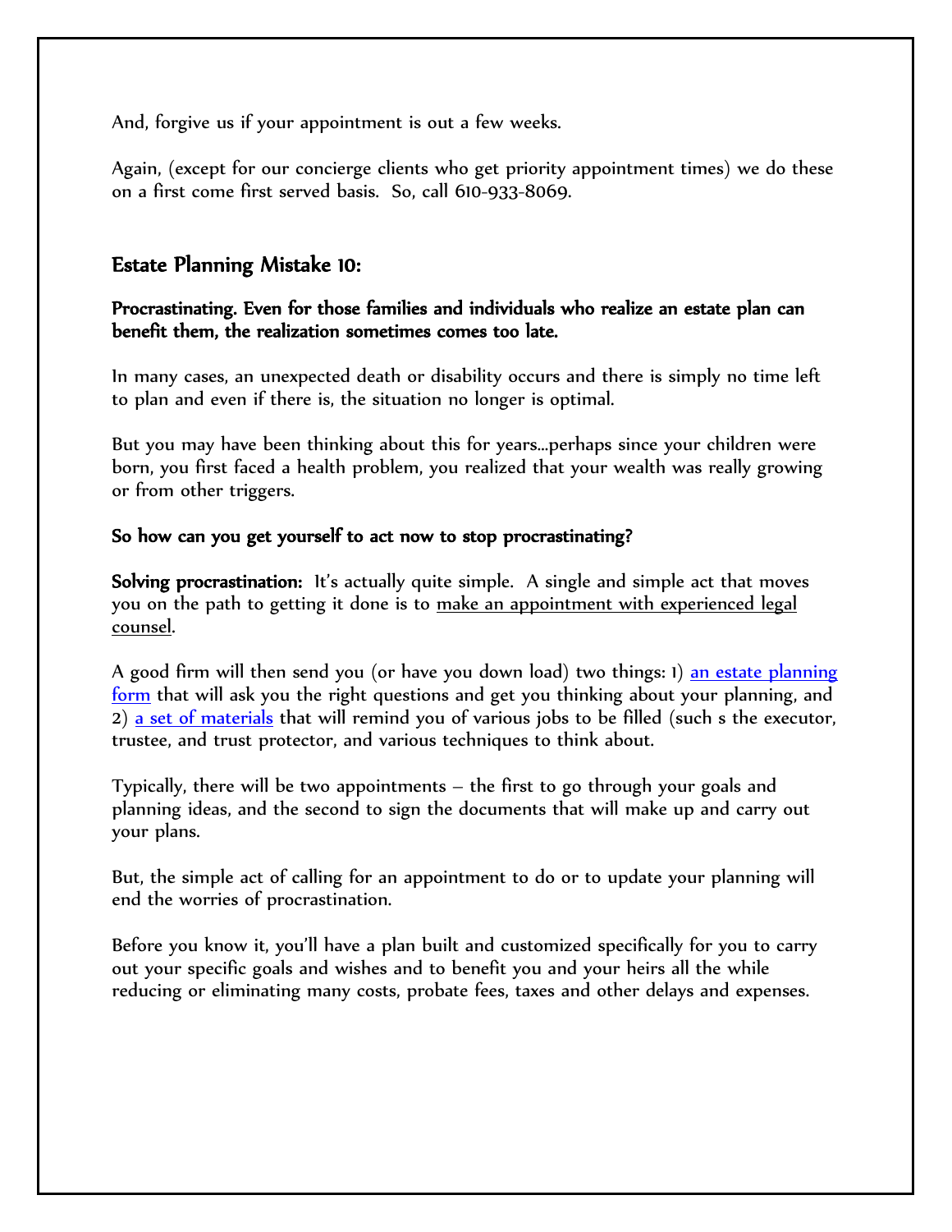And, forgive us if your appointment is out a few weeks.

Again, (except for our concierge clients who get priority appointment times) we do these on a first come first served basis.  So, call 610-933-8069.

## Estate Planning Mistake 10:

**Procrastinating. Even for those families and individuals who realize an estate plan can benefit them, the realization sometimes comes too late.**

In many cases, an unexpected death or disability occurs and there is simply no time left to plan and even if there is, the situation no longer is optimal.

But you may have been thinking about this for years…perhaps since your children were born, you first faced a health problem, you realized that your wealth was really growing or from other triggers.

**So how can you get yourself to act now to stop procrastinating?**

**Solving procrastination:** It's actually quite simple.  A single and simple act that moves you on the path to getting it done is to make an appointment with experienced legal counsel.

A good firm will then send you (or have you down load) two things: 1) an estate planning form that will ask you the right questions and get you thinking about your planning, and 2) a set of materials that will remind you of various jobs to be filled (such s the executor, trustee, and trust protector, and various techniques to think about.

Typically, there will be two appointments – the first to go through your goals and planning ideas, and the second to sign the documents that will make up and carry out your plans.

But, the simple act of calling for an appointment to do or to update your planning will end the worries of procrastination.

Before you know it, you'll have a plan built and customized specifically for you to carry out your specific goals and wishes and to benefit you and your heirs all the while reducing or eliminating many costs, probate fees, taxes and other delays and expenses.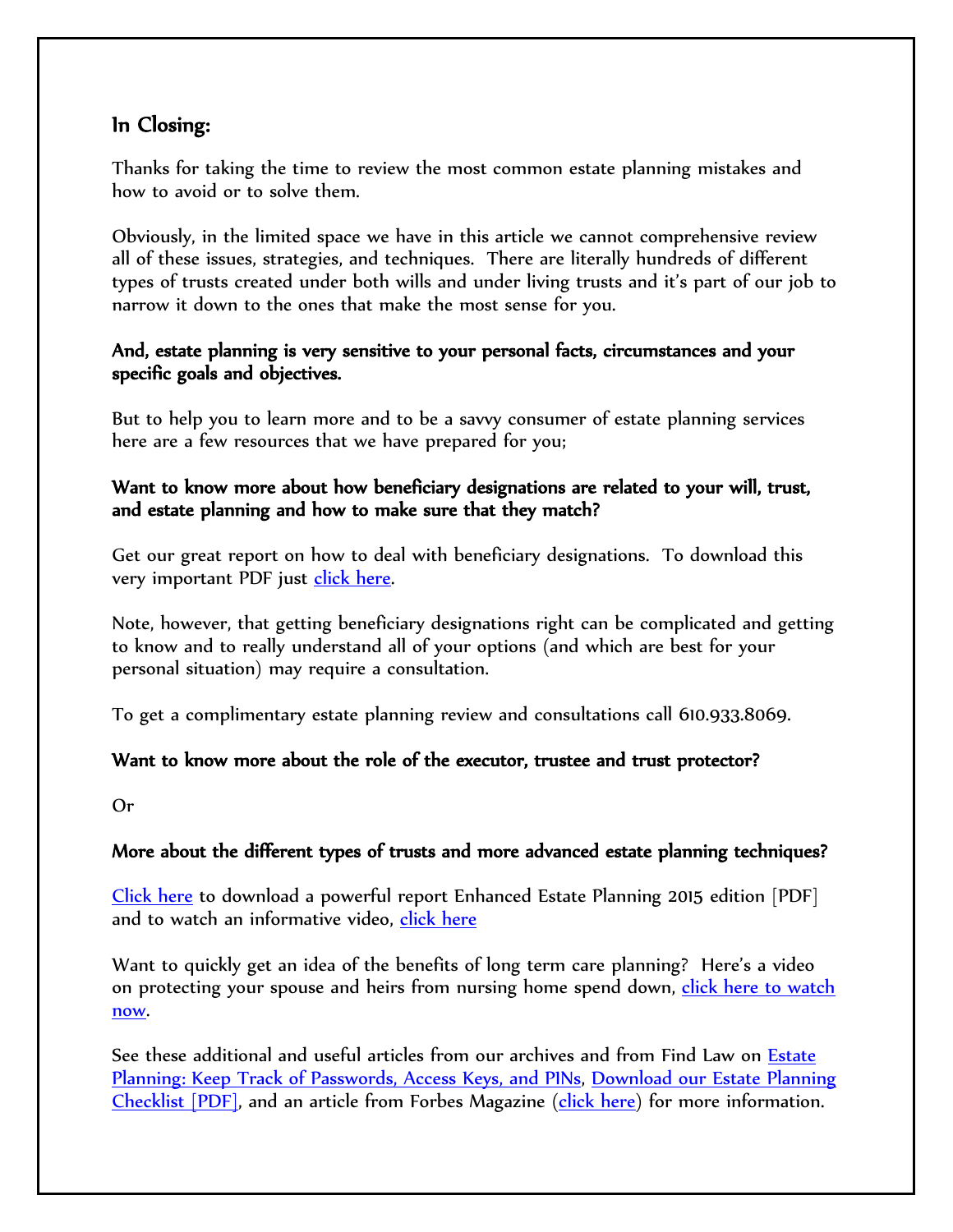## In Closing:

Thanks for taking the time to review the most common estate planning mistakes and how to avoid or to solve them.

Obviously, in the limited space we have in this article we cannot comprehensive review all of these issues, strategies, and techniques. There are literally hundreds of different types of trusts created under both wills and under living trusts and it's part of our job to narrow it down to the ones that make the most sense for you.

**And, estate planning is very sensitive to your personal facts, circumstances and your specific goals and objectives.**

But to help you to learn more and to be a savvy consumer of estate planning services here are a few resources that we have prepared for you;

**Want to know more about how beneficiary designations are related to your will, trust, and estate planning and how to make sure that they match?**

Get our great report on how to deal with beneficiary designations. To download this very important PDF just click here.

Note, however, that getting beneficiary designations right can be complicated and getting to know and to really understand all of your options (and which are best for your personal situation) may require a consultation.

To get a complimentary estate planning review and consultations call 610.933.8069.

**Want to know more about the role of the executor, trustee and trust protector?**

Or

**More about the different types of trusts and more advanced estate planning techniques?**

Click here to download a powerful report Enhanced Estate Planning 2015 edition [PDF] and to watch an informative video, click here

Want to quickly get an idea of the benefits of long term care planning? Here's a video on protecting your spouse and heirs from nursing home spend down, click here to watch now.

See these additional and useful articles from our archives and from Find Law on Estate Planning: Keep Track of Passwords, Access Keys, and PINs, Download our Estate Planning Checklist [PDF], and an article from Forbes Magazine (click here) for more information.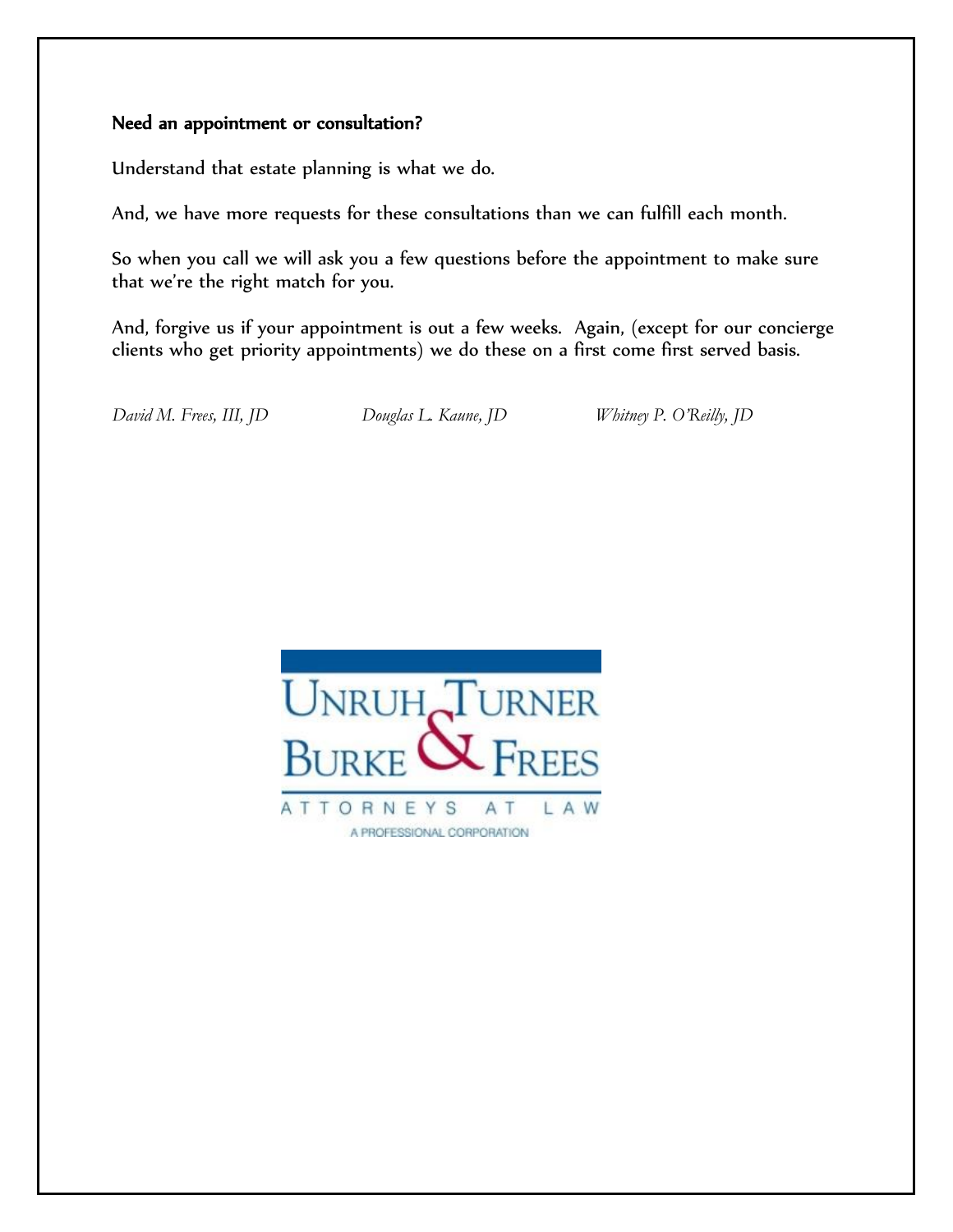**Need an appointment or consultation?**

Understand that estate planning is what we do.

And, we have more requests for these consultations than we can fulfill each month.

So when you call we will ask you a few questions before the appointment to make sure that we're the right match for you.

And, forgive us if your appointment is out a few weeks. Again, (except for our concierge clients who get priority appointments) we do these on a first come first served basis.

*David M. Frees, III, JD* *Douglas L. Kaune, JD* *Whitney P. O'Reilly, JD*

UNRUH TURNER BURKE & FREES

ATTORNEYS AT LAW

A PROFESSIONAL CORPORATION